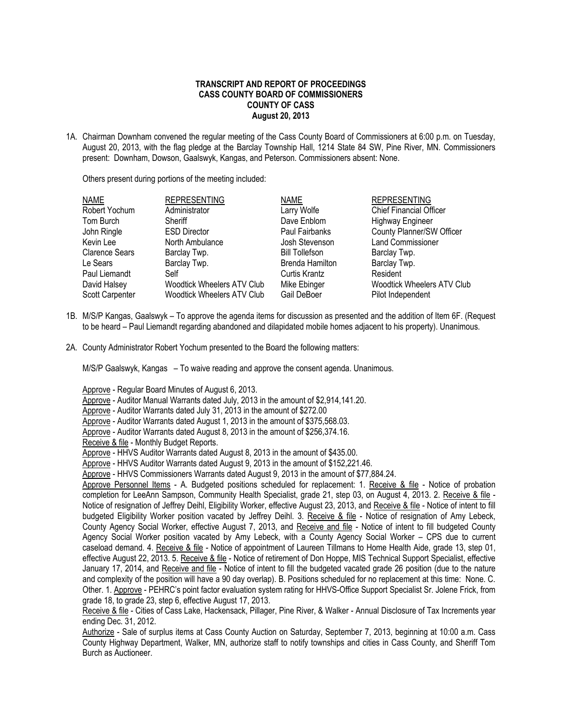**TRANSCRIPT AND REPORT OF PROCEEDINGS**
**CASS COUNTY BOARD OF COMMISSIONERS**
**COUNTY OF CASS**
**August 20, 2013**

1A. Chairman Downham convened the regular meeting of the Cass County Board of Commissioners at 6:00 p.m. on Tuesday, August 20, 2013, with the flag pledge at the Barclay Township Hall, 1214 State 84 SW, Pine River, MN. Commissioners present: Downham, Dowson, Gaalswyk, Kangas, and Peterson. Commissioners absent: None.

Others present during portions of the meeting included:

| NAME | REPRESENTING | NAME | REPRESENTING |
|---|---|---|---|
| Robert Yochum | Administrator | Larry Wolfe | Chief Financial Officer |
| Tom Burch | Sheriff | Dave Enblom | Highway Engineer |
| John Ringle | ESD Director | Paul Fairbanks | County Planner/SW Officer |
| Kevin Lee | North Ambulance | Josh Stevenson | Land Commissioner |
| Clarence Sears | Barclay Twp. | Bill Tollefson | Barclay Twp. |
| Le Sears | Barclay Twp. | Brenda Hamilton | Barclay Twp. |
| Paul Liemandt | Self | Curtis Krantz | Resident |
| David Halsey | Woodtick Wheelers ATV Club | Mike Ebinger | Woodtick Wheelers ATV Club |
| Scott Carpenter | Woodtick Wheelers ATV Club | Gail DeBoer | Pilot Independent |

1B. M/S/P Kangas, Gaalswyk – To approve the agenda items for discussion as presented and the addition of Item 6F. (Request to be heard – Paul Liemandt regarding abandoned and dilapidated mobile homes adjacent to his property). Unanimous.

2A. County Administrator Robert Yochum presented to the Board the following matters:

M/S/P Gaalswyk, Kangas – To waive reading and approve the consent agenda. Unanimous.

Approve - Regular Board Minutes of August 6, 2013.
Approve - Auditor Manual Warrants dated July, 2013 in the amount of $2,914,141.20.
Approve - Auditor Warrants dated July 31, 2013 in the amount of $272.00
Approve - Auditor Warrants dated August 1, 2013 in the amount of $375,568.03.
Approve - Auditor Warrants dated August 8, 2013 in the amount of $256,374.16.
Receive & file - Monthly Budget Reports.
Approve - HHVS Auditor Warrants dated August 8, 2013 in the amount of $435.00.
Approve - HHVS Auditor Warrants dated August 9, 2013 in the amount of $152,221.46.
Approve - HHVS Commissioners Warrants dated August 9, 2013 in the amount of $77,884.24.
Approve Personnel Items - A. Budgeted positions scheduled for replacement: 1. Receive & file - Notice of probation completion for LeeAnn Sampson, Community Health Specialist, grade 21, step 03, on August 4, 2013. 2. Receive & file - Notice of resignation of Jeffrey Deihl, Eligibility Worker, effective August 23, 2013, and Receive & file - Notice of intent to fill budgeted Eligibility Worker position vacated by Jeffrey Deihl. 3. Receive & file - Notice of resignation of Amy Lebeck, County Agency Social Worker, effective August 7, 2013, and Receive and file - Notice of intent to fill budgeted County Agency Social Worker position vacated by Amy Lebeck, with a County Agency Social Worker – CPS due to current caseload demand. 4. Receive & file - Notice of appointment of Laureen Tillmans to Home Health Aide, grade 13, step 01, effective August 22, 2013. 5. Receive & file - Notice of retirement of Don Hoppe, MIS Technical Support Specialist, effective January 17, 2014, and Receive and file - Notice of intent to fill the budgeted vacated grade 26 position (due to the nature and complexity of the position will have a 90 day overlap). B. Positions scheduled for no replacement at this time: None. C. Other. 1. Approve - PEHRC's point factor evaluation system rating for HHVS-Office Support Specialist Sr. Jolene Frick, from grade 18, to grade 23, step 6, effective August 17, 2013.
Receive & file - Cities of Cass Lake, Hackensack, Pillager, Pine River, & Walker - Annual Disclosure of Tax Increments year ending Dec. 31, 2012.
Authorize - Sale of surplus items at Cass County Auction on Saturday, September 7, 2013, beginning at 10:00 a.m. Cass County Highway Department, Walker, MN, authorize staff to notify townships and cities in Cass County, and Sheriff Tom Burch as Auctioneer.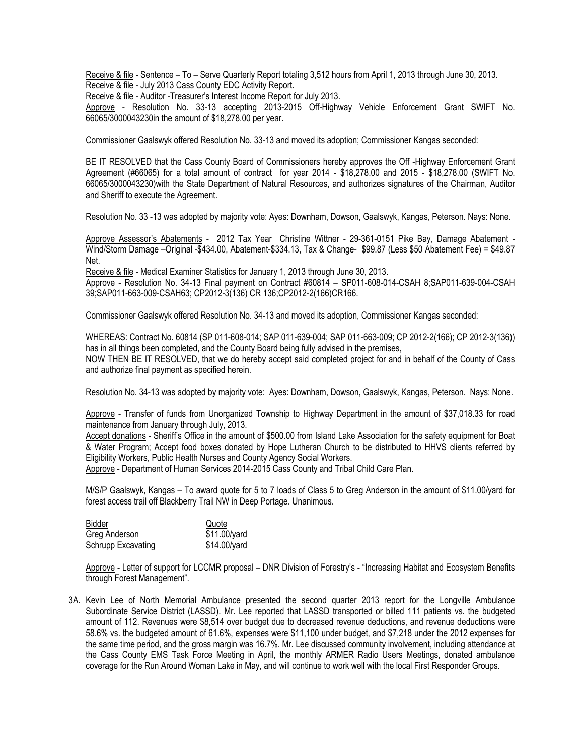Receive & file - Sentence – To – Serve Quarterly Report totaling 3,512 hours from April 1, 2013 through June 30, 2013.
Receive & file - July 2013 Cass County EDC Activity Report.
Receive & file - Auditor -Treasurer's Interest Income Report for July 2013.
Approve - Resolution No. 33-13 accepting 2013-2015 Off-Highway Vehicle Enforcement Grant SWIFT No. 66065/3000043230in the amount of $18,278.00 per year.

Commissioner Gaalswyk offered Resolution No. 33-13 and moved its adoption; Commissioner Kangas seconded:

BE IT RESOLVED that the Cass County Board of Commissioners hereby approves the Off -Highway Enforcement Grant Agreement (#66065) for a total amount of contract for year 2014 - $18,278.00 and 2015 - $18,278.00 (SWIFT No. 66065/3000043230)with the State Department of Natural Resources, and authorizes signatures of the Chairman, Auditor and Sheriff to execute the Agreement.

Resolution No. 33 -13 was adopted by majority vote: Ayes: Downham, Dowson, Gaalswyk, Kangas, Peterson. Nays: None.

Approve Assessor's Abatements - 2012 Tax Year Christine Wittner - 29-361-0151 Pike Bay, Damage Abatement - Wind/Storm Damage –Original -$434.00, Abatement-$334.13, Tax & Change- $99.87 (Less $50 Abatement Fee) = $49.87 Net.
Receive & file - Medical Examiner Statistics for January 1, 2013 through June 30, 2013.
Approve - Resolution No. 34-13 Final payment on Contract #60814 – SP011-608-014-CSAH 8;SAP011-639-004-CSAH 39;SAP011-663-009-CSAH63; CP2012-3(136) CR 136;CP2012-2(166)CR166.

Commissioner Gaalswyk offered Resolution No. 34-13 and moved its adoption, Commissioner Kangas seconded:

WHEREAS: Contract No. 60814 (SP 011-608-014; SAP 011-639-004; SAP 011-663-009; CP 2012-2(166); CP 2012-3(136)) has in all things been completed, and the County Board being fully advised in the premises,
NOW THEN BE IT RESOLVED, that we do hereby accept said completed project for and in behalf of the County of Cass and authorize final payment as specified herein.

Resolution No. 34-13 was adopted by majority vote: Ayes: Downham, Dowson, Gaalswyk, Kangas, Peterson. Nays: None.

Approve - Transfer of funds from Unorganized Township to Highway Department in the amount of $37,018.33 for road maintenance from January through July, 2013.
Accept donations - Sheriff's Office in the amount of $500.00 from Island Lake Association for the safety equipment for Boat & Water Program; Accept food boxes donated by Hope Lutheran Church to be distributed to HHVS clients referred by Eligibility Workers, Public Health Nurses and County Agency Social Workers.
Approve - Department of Human Services 2014-2015 Cass County and Tribal Child Care Plan.

M/S/P Gaalswyk, Kangas – To award quote for 5 to 7 loads of Class 5 to Greg Anderson in the amount of $11.00/yard for forest access trail off Blackberry Trail NW in Deep Portage. Unanimous.

| Bidder | Quote |
|---|---|
| Greg Anderson | $11.00/yard |
| Schrupp Excavating | $14.00/yard |

Approve - Letter of support for LCCMR proposal – DNR Division of Forestry's - "Increasing Habitat and Ecosystem Benefits through Forest Management".

3A. Kevin Lee of North Memorial Ambulance presented the second quarter 2013 report for the Longville Ambulance Subordinate Service District (LASSD). Mr. Lee reported that LASSD transported or billed 111 patients vs. the budgeted amount of 112. Revenues were $8,514 over budget due to decreased revenue deductions, and revenue deductions were 58.6% vs. the budgeted amount of 61.6%, expenses were $11,100 under budget, and $7,218 under the 2012 expenses for the same time period, and the gross margin was 16.7%. Mr. Lee discussed community involvement, including attendance at the Cass County EMS Task Force Meeting in April, the monthly ARMER Radio Users Meetings, donated ambulance coverage for the Run Around Woman Lake in May, and will continue to work well with the local First Responder Groups.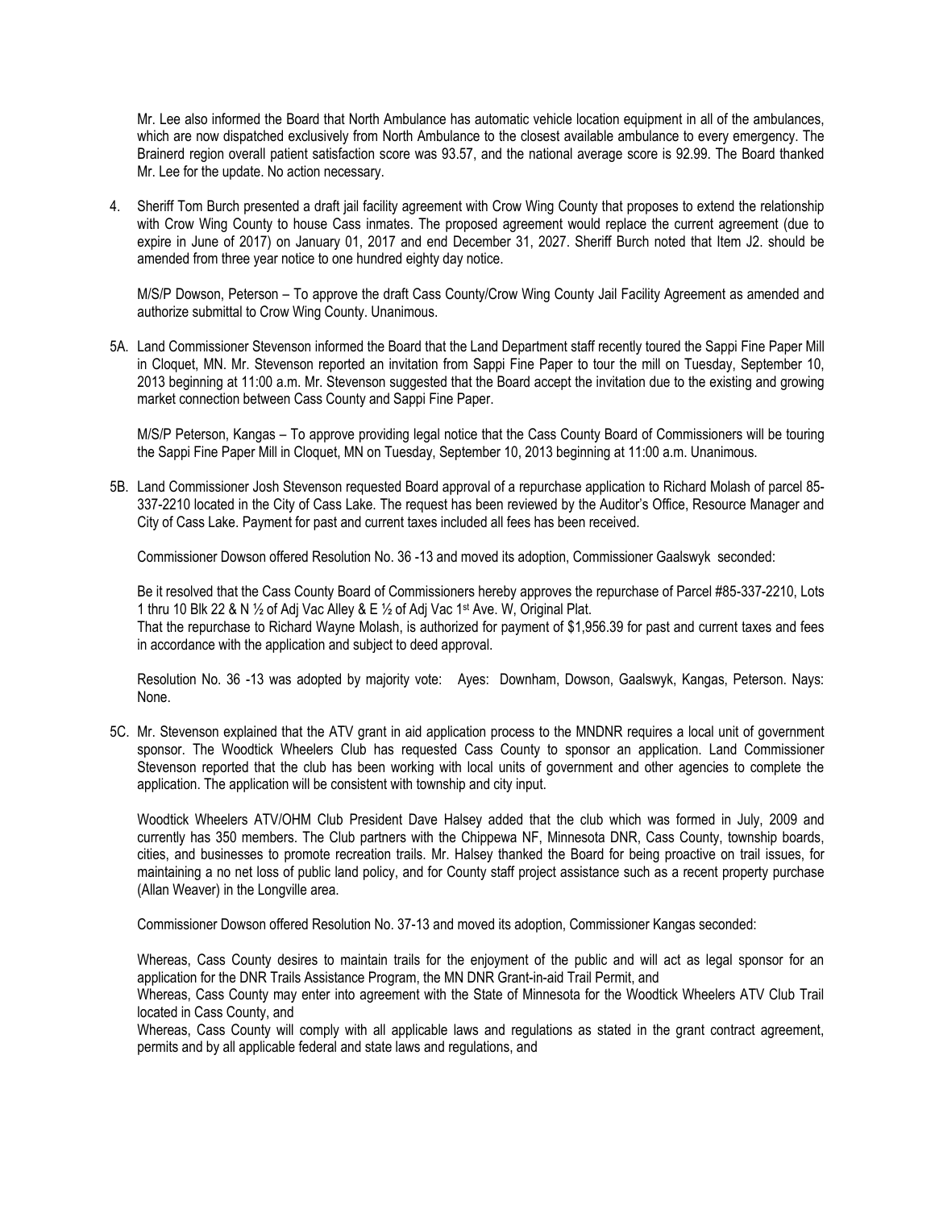Mr. Lee also informed the Board that North Ambulance has automatic vehicle location equipment in all of the ambulances, which are now dispatched exclusively from North Ambulance to the closest available ambulance to every emergency. The Brainerd region overall patient satisfaction score was 93.57, and the national average score is 92.99. The Board thanked Mr. Lee for the update. No action necessary.

4. Sheriff Tom Burch presented a draft jail facility agreement with Crow Wing County that proposes to extend the relationship with Crow Wing County to house Cass inmates. The proposed agreement would replace the current agreement (due to expire in June of 2017) on January 01, 2017 and end December 31, 2027. Sheriff Burch noted that Item J2. should be amended from three year notice to one hundred eighty day notice.

   M/S/P Dowson, Peterson – To approve the draft Cass County/Crow Wing County Jail Facility Agreement as amended and authorize submittal to Crow Wing County. Unanimous.

5A. Land Commissioner Stevenson informed the Board that the Land Department staff recently toured the Sappi Fine Paper Mill in Cloquet, MN. Mr. Stevenson reported an invitation from Sappi Fine Paper to tour the mill on Tuesday, September 10, 2013 beginning at 11:00 a.m. Mr. Stevenson suggested that the Board accept the invitation due to the existing and growing market connection between Cass County and Sappi Fine Paper.

   M/S/P Peterson, Kangas – To approve providing legal notice that the Cass County Board of Commissioners will be touring the Sappi Fine Paper Mill in Cloquet, MN on Tuesday, September 10, 2013 beginning at 11:00 a.m. Unanimous.

5B. Land Commissioner Josh Stevenson requested Board approval of a repurchase application to Richard Molash of parcel 85-337-2210 located in the City of Cass Lake. The request has been reviewed by the Auditor's Office, Resource Manager and City of Cass Lake. Payment for past and current taxes included all fees has been received.

   Commissioner Dowson offered Resolution No. 36 -13 and moved its adoption, Commissioner Gaalswyk seconded:

   Be it resolved that the Cass County Board of Commissioners hereby approves the repurchase of Parcel #85-337-2210, Lots 1 thru 10 Blk 22 & N ½ of Adj Vac Alley & E ½ of Adj Vac 1st Ave. W, Original Plat.
   That the repurchase to Richard Wayne Molash, is authorized for payment of $1,956.39 for past and current taxes and fees in accordance with the application and subject to deed approval.

   Resolution No. 36 -13 was adopted by majority vote: Ayes: Downham, Dowson, Gaalswyk, Kangas, Peterson. Nays: None.

5C. Mr. Stevenson explained that the ATV grant in aid application process to the MNDNR requires a local unit of government sponsor. The Woodtick Wheelers Club has requested Cass County to sponsor an application. Land Commissioner Stevenson reported that the club has been working with local units of government and other agencies to complete the application. The application will be consistent with township and city input.

   Woodtick Wheelers ATV/OHM Club President Dave Halsey added that the club which was formed in July, 2009 and currently has 350 members. The Club partners with the Chippewa NF, Minnesota DNR, Cass County, township boards, cities, and businesses to promote recreation trails. Mr. Halsey thanked the Board for being proactive on trail issues, for maintaining a no net loss of public land policy, and for County staff project assistance such as a recent property purchase (Allan Weaver) in the Longville area.

   Commissioner Dowson offered Resolution No. 37-13 and moved its adoption, Commissioner Kangas seconded:

   Whereas, Cass County desires to maintain trails for the enjoyment of the public and will act as legal sponsor for an application for the DNR Trails Assistance Program, the MN DNR Grant-in-aid Trail Permit, and
   Whereas, Cass County may enter into agreement with the State of Minnesota for the Woodtick Wheelers ATV Club Trail located in Cass County, and
   Whereas, Cass County will comply with all applicable laws and regulations as stated in the grant contract agreement, permits and by all applicable federal and state laws and regulations, and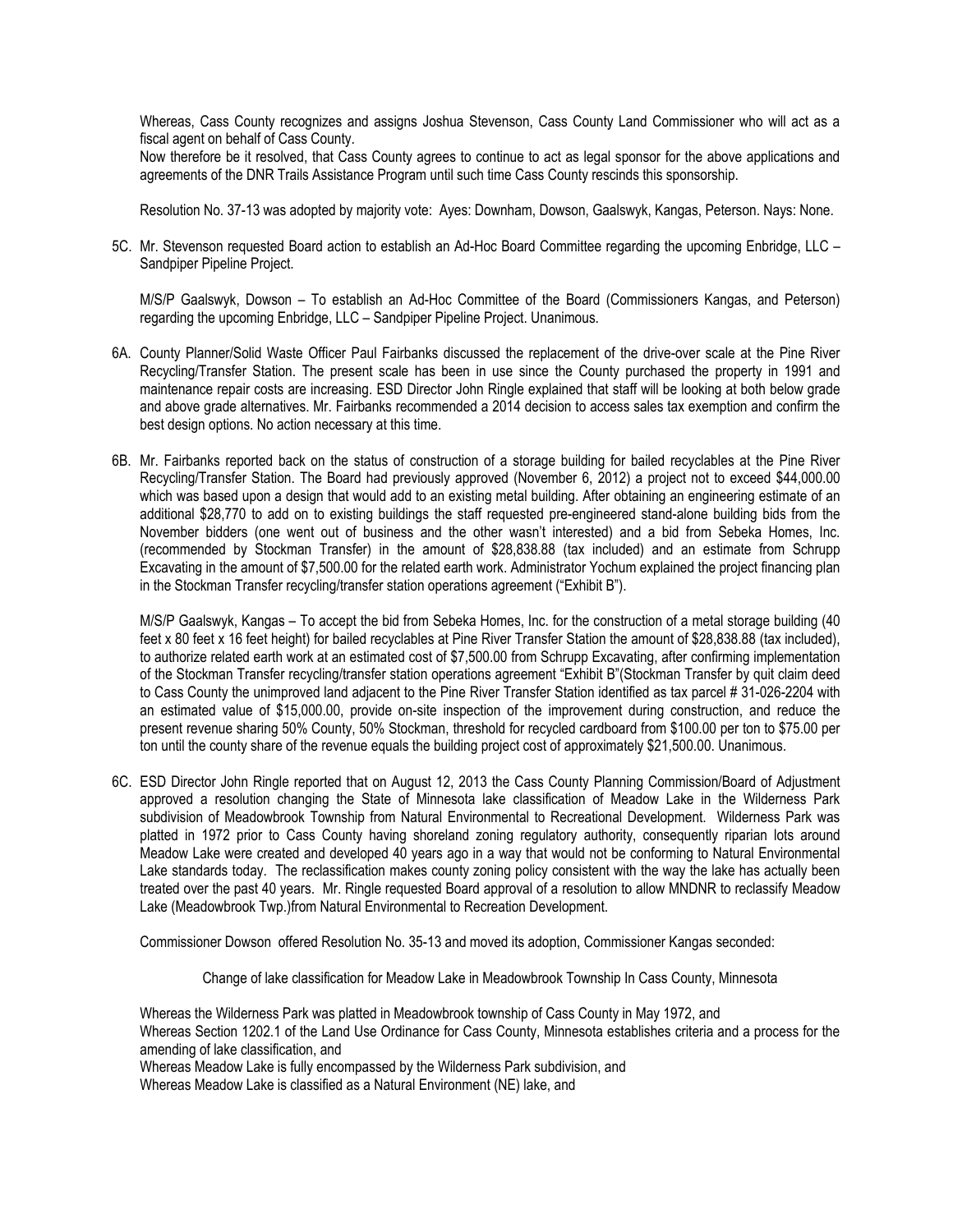Whereas, Cass County recognizes and assigns Joshua Stevenson, Cass County Land Commissioner who will act as a fiscal agent on behalf of Cass County.

Now therefore be it resolved, that Cass County agrees to continue to act as legal sponsor for the above applications and agreements of the DNR Trails Assistance Program until such time Cass County rescinds this sponsorship.

Resolution No. 37-13 was adopted by majority vote: Ayes: Downham, Dowson, Gaalswyk, Kangas, Peterson. Nays: None.

5C. Mr. Stevenson requested Board action to establish an Ad-Hoc Board Committee regarding the upcoming Enbridge, LLC – Sandpiper Pipeline Project.

M/S/P Gaalswyk, Dowson – To establish an Ad-Hoc Committee of the Board (Commissioners Kangas, and Peterson) regarding the upcoming Enbridge, LLC – Sandpiper Pipeline Project. Unanimous.

6A. County Planner/Solid Waste Officer Paul Fairbanks discussed the replacement of the drive-over scale at the Pine River Recycling/Transfer Station. The present scale has been in use since the County purchased the property in 1991 and maintenance repair costs are increasing. ESD Director John Ringle explained that staff will be looking at both below grade and above grade alternatives. Mr. Fairbanks recommended a 2014 decision to access sales tax exemption and confirm the best design options. No action necessary at this time.

6B. Mr. Fairbanks reported back on the status of construction of a storage building for bailed recyclables at the Pine River Recycling/Transfer Station. The Board had previously approved (November 6, 2012) a project not to exceed $44,000.00 which was based upon a design that would add to an existing metal building. After obtaining an engineering estimate of an additional $28,770 to add on to existing buildings the staff requested pre-engineered stand-alone building bids from the November bidders (one went out of business and the other wasn't interested) and a bid from Sebeka Homes, Inc. (recommended by Stockman Transfer) in the amount of $28,838.88 (tax included) and an estimate from Schrupp Excavating in the amount of $7,500.00 for the related earth work. Administrator Yochum explained the project financing plan in the Stockman Transfer recycling/transfer station operations agreement ("Exhibit B").

M/S/P Gaalswyk, Kangas – To accept the bid from Sebeka Homes, Inc. for the construction of a metal storage building (40 feet x 80 feet x 16 feet height) for bailed recyclables at Pine River Transfer Station the amount of $28,838.88 (tax included), to authorize related earth work at an estimated cost of $7,500.00 from Schrupp Excavating, after confirming implementation of the Stockman Transfer recycling/transfer station operations agreement "Exhibit B"(Stockman Transfer by quit claim deed to Cass County the unimproved land adjacent to the Pine River Transfer Station identified as tax parcel # 31-026-2204 with an estimated value of $15,000.00, provide on-site inspection of the improvement during construction, and reduce the present revenue sharing 50% County, 50% Stockman, threshold for recycled cardboard from $100.00 per ton to $75.00 per ton until the county share of the revenue equals the building project cost of approximately $21,500.00. Unanimous.

6C. ESD Director John Ringle reported that on August 12, 2013 the Cass County Planning Commission/Board of Adjustment approved a resolution changing the State of Minnesota lake classification of Meadow Lake in the Wilderness Park subdivision of Meadowbrook Township from Natural Environmental to Recreational Development. Wilderness Park was platted in 1972 prior to Cass County having shoreland zoning regulatory authority, consequently riparian lots around Meadow Lake were created and developed 40 years ago in a way that would not be conforming to Natural Environmental Lake standards today. The reclassification makes county zoning policy consistent with the way the lake has actually been treated over the past 40 years. Mr. Ringle requested Board approval of a resolution to allow MNDNR to reclassify Meadow Lake (Meadowbrook Twp.)from Natural Environmental to Recreation Development.

Commissioner Dowson offered Resolution No. 35-13 and moved its adoption, Commissioner Kangas seconded:

Change of lake classification for Meadow Lake in Meadowbrook Township In Cass County, Minnesota

Whereas the Wilderness Park was platted in Meadowbrook township of Cass County in May 1972, and
Whereas Section 1202.1 of the Land Use Ordinance for Cass County, Minnesota establishes criteria and a process for the amending of lake classification, and
Whereas Meadow Lake is fully encompassed by the Wilderness Park subdivision, and
Whereas Meadow Lake is classified as a Natural Environment (NE) lake, and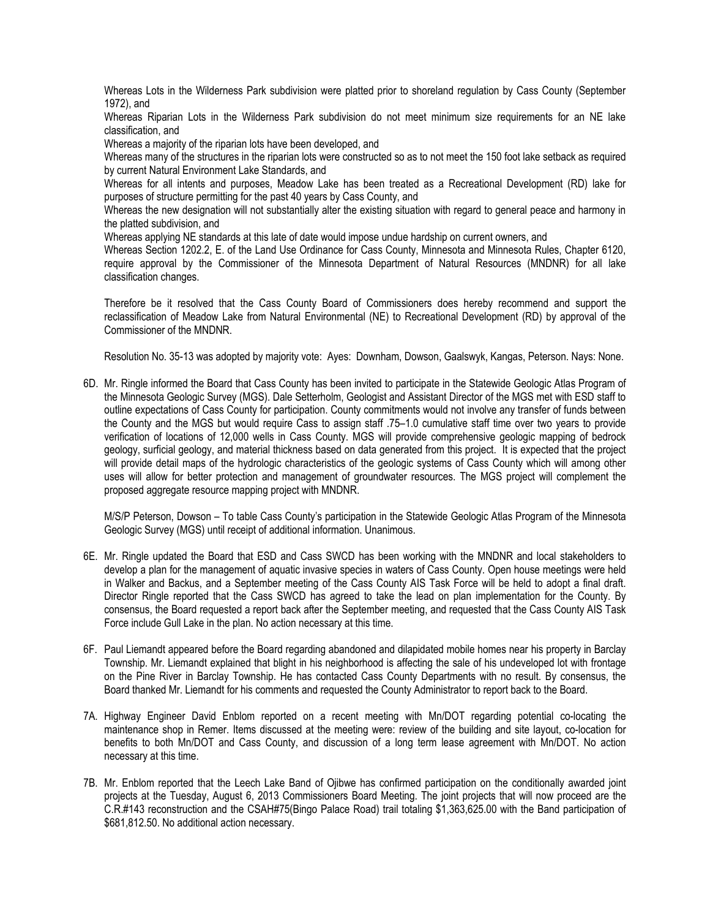Whereas Lots in the Wilderness Park subdivision were platted prior to shoreland regulation by Cass County (September 1972), and

Whereas Riparian Lots in the Wilderness Park subdivision do not meet minimum size requirements for an NE lake classification, and

Whereas a majority of the riparian lots have been developed, and

Whereas many of the structures in the riparian lots were constructed so as to not meet the 150 foot lake setback as required by current Natural Environment Lake Standards, and

Whereas for all intents and purposes, Meadow Lake has been treated as a Recreational Development (RD) lake for purposes of structure permitting for the past 40 years by Cass County, and

Whereas the new designation will not substantially alter the existing situation with regard to general peace and harmony in the platted subdivision, and

Whereas applying NE standards at this late of date would impose undue hardship on current owners, and

Whereas Section 1202.2, E. of the Land Use Ordinance for Cass County, Minnesota and Minnesota Rules, Chapter 6120, require approval by the Commissioner of the Minnesota Department of Natural Resources (MNDNR) for all lake classification changes.

Therefore be it resolved that the Cass County Board of Commissioners does hereby recommend and support the reclassification of Meadow Lake from Natural Environmental (NE) to Recreational Development (RD) by approval of the Commissioner of the MNDNR.

Resolution No. 35-13 was adopted by majority vote: Ayes: Downham, Dowson, Gaalswyk, Kangas, Peterson. Nays: None.

6D. Mr. Ringle informed the Board that Cass County has been invited to participate in the Statewide Geologic Atlas Program of the Minnesota Geologic Survey (MGS). Dale Setterholm, Geologist and Assistant Director of the MGS met with ESD staff to outline expectations of Cass County for participation. County commitments would not involve any transfer of funds between the County and the MGS but would require Cass to assign staff .75–1.0 cumulative staff time over two years to provide verification of locations of 12,000 wells in Cass County. MGS will provide comprehensive geologic mapping of bedrock geology, surficial geology, and material thickness based on data generated from this project. It is expected that the project will provide detail maps of the hydrologic characteristics of the geologic systems of Cass County which will among other uses will allow for better protection and management of groundwater resources. The MGS project will complement the proposed aggregate resource mapping project with MNDNR.

M/S/P Peterson, Dowson – To table Cass County's participation in the Statewide Geologic Atlas Program of the Minnesota Geologic Survey (MGS) until receipt of additional information. Unanimous.

6E. Mr. Ringle updated the Board that ESD and Cass SWCD has been working with the MNDNR and local stakeholders to develop a plan for the management of aquatic invasive species in waters of Cass County. Open house meetings were held in Walker and Backus, and a September meeting of the Cass County AIS Task Force will be held to adopt a final draft. Director Ringle reported that the Cass SWCD has agreed to take the lead on plan implementation for the County. By consensus, the Board requested a report back after the September meeting, and requested that the Cass County AIS Task Force include Gull Lake in the plan. No action necessary at this time.

6F. Paul Liemandt appeared before the Board regarding abandoned and dilapidated mobile homes near his property in Barclay Township. Mr. Liemandt explained that blight in his neighborhood is affecting the sale of his undeveloped lot with frontage on the Pine River in Barclay Township. He has contacted Cass County Departments with no result. By consensus, the Board thanked Mr. Liemandt for his comments and requested the County Administrator to report back to the Board.

7A. Highway Engineer David Enblom reported on a recent meeting with Mn/DOT regarding potential co-locating the maintenance shop in Remer. Items discussed at the meeting were: review of the building and site layout, co-location for benefits to both Mn/DOT and Cass County, and discussion of a long term lease agreement with Mn/DOT. No action necessary at this time.

7B. Mr. Enblom reported that the Leech Lake Band of Ojibwe has confirmed participation on the conditionally awarded joint projects at the Tuesday, August 6, 2013 Commissioners Board Meeting. The joint projects that will now proceed are the C.R.#143 reconstruction and the CSAH#75(Bingo Palace Road) trail totaling $1,363,625.00 with the Band participation of $681,812.50. No additional action necessary.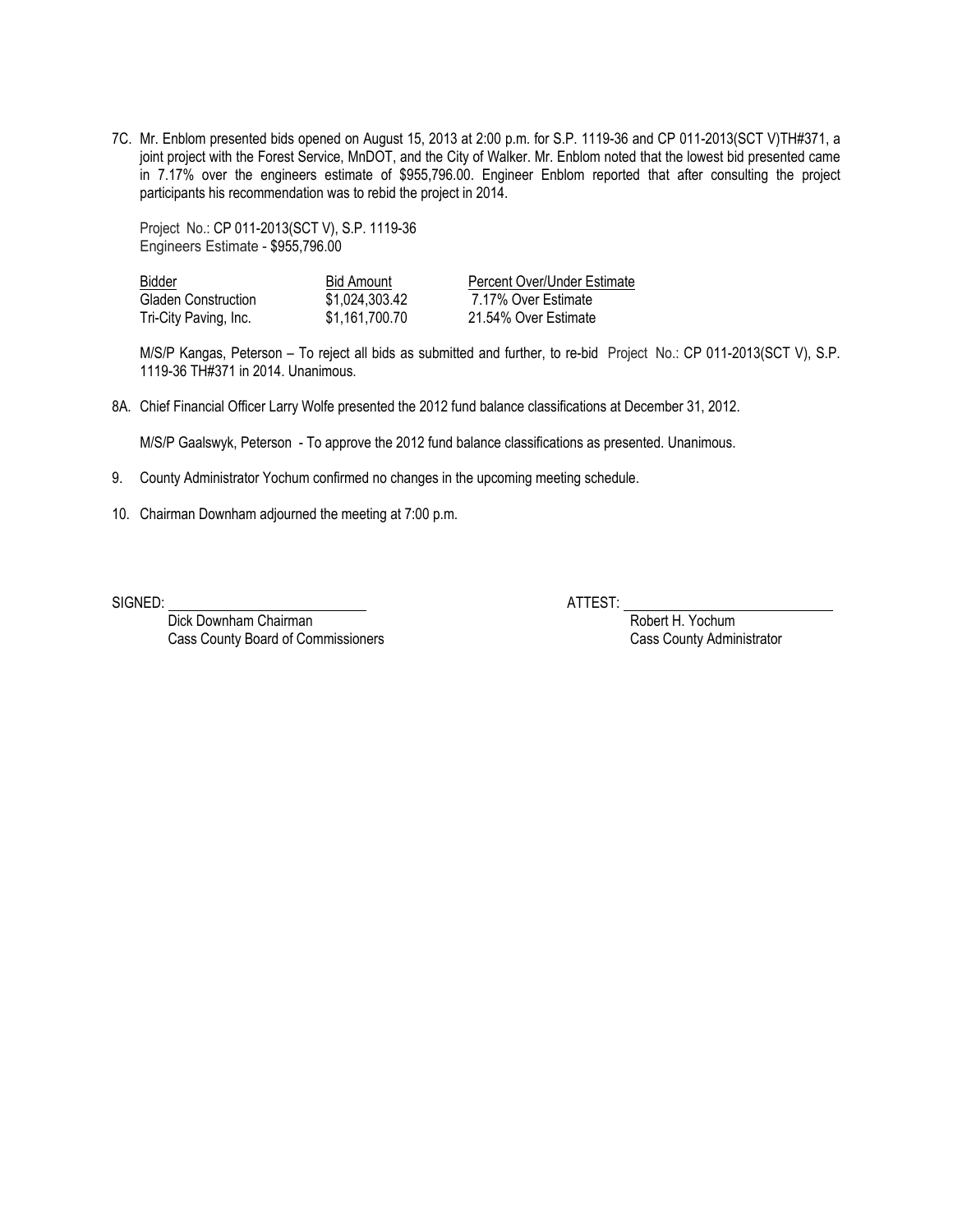7C. Mr. Enblom presented bids opened on August 15, 2013 at 2:00 p.m. for S.P. 1119-36 and CP 011-2013(SCT V)TH#371, a joint project with the Forest Service, MnDOT, and the City of Walker. Mr. Enblom noted that the lowest bid presented came in 7.17% over the engineers estimate of $955,796.00. Engineer Enblom reported that after consulting the project participants his recommendation was to rebid the project in 2014.

Project No.: CP 011-2013(SCT V), S.P. 1119-36
Engineers Estimate - $955,796.00

| Bidder | Bid Amount | Percent Over/Under Estimate |
|---|---|---|
| Gladen Construction | $1,024,303.42 | 7.17% Over Estimate |
| Tri-City Paving, Inc. | $1,161,700.70 | 21.54% Over Estimate |

M/S/P Kangas, Peterson – To reject all bids as submitted and further, to re-bid Project No.: CP 011-2013(SCT V), S.P. 1119-36 TH#371 in 2014. Unanimous.

8A. Chief Financial Officer Larry Wolfe presented the 2012 fund balance classifications at December 31, 2012.

M/S/P Gaalswyk, Peterson - To approve the 2012 fund balance classifications as presented. Unanimous.

9. County Administrator Yochum confirmed no changes in the upcoming meeting schedule.

10. Chairman Downham adjourned the meeting at 7:00 p.m.

SIGNED: ____________________________
Dick Downham Chairman
Cass County Board of Commissioners

ATTEST: ____________________________
Robert H. Yochum
Cass County Administrator